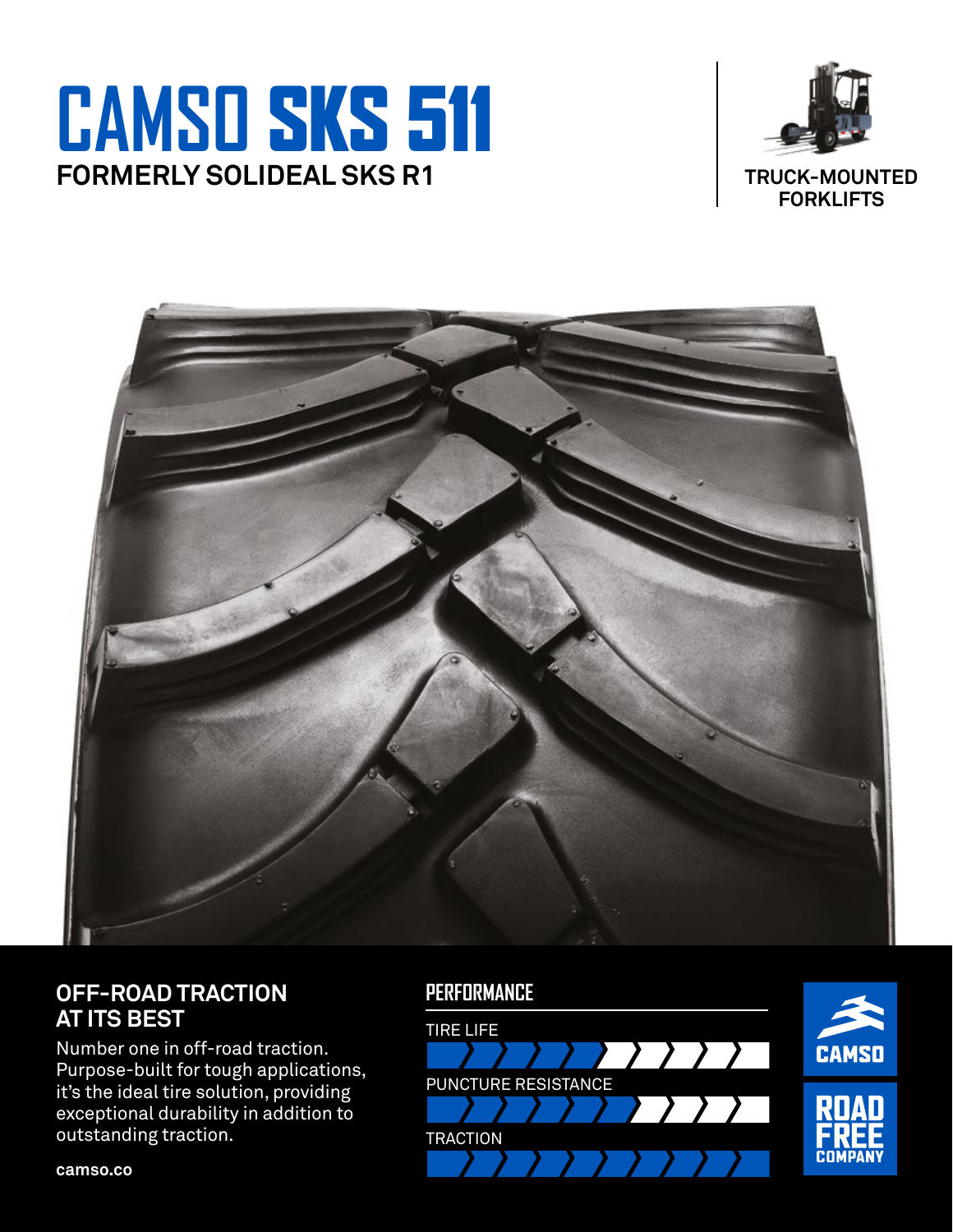# CAMSO SKS 511

**FORMERLY SOLIDEAL SKS R1**

TRUCK-MOUNTED FORKLIFTS

## OFF-ROAD TRACTION AT ITS BEST

Number one in off-road traction. Purpose-built for tough applications, it's the ideal tire solution, providing exceptional durability in addition to outstanding traction.

camso.co

## PERFORMANCE

TIRE LIFE

PUNCTURE RESISTANCE

TRACTION

CAMSO

ROAD FREE COMPANY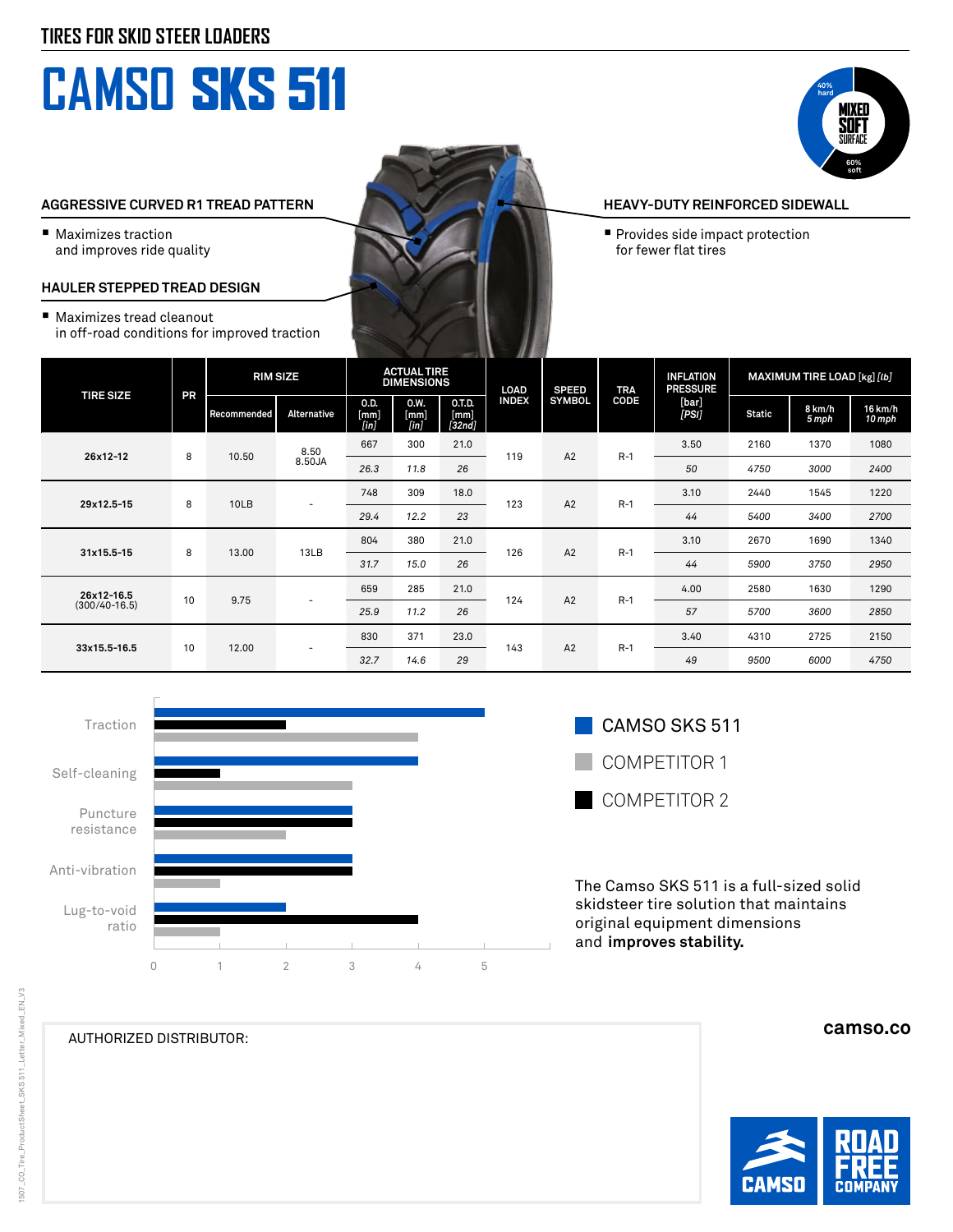TIRES FOR SKID STEER LOADERS

# CAMSO SKS 511

40% hard
MIXED SOFT SURFACE
60% soft

## AGGRESSIVE CURVED R1 TREAD PATTERN

- Maximizes traction and improves ride quality

## HAULER STEPPED TREAD DESIGN

- Maximizes tread cleanout in off-road conditions for improved traction

## HEAVY-DUTY REINFORCED SIDEWALL

- Provides side impact protection for fewer flat tires

| TIRE SIZE | PR | RIM SIZE | | ACTUAL TIRE DIMENSIONS | | | LOAD INDEX | SPEED SYMBOL | TRA CODE | INFLATION PRESSURE [bar] *[PSI]* | MAXIMUM TIRE LOAD [kg] *[lb]* | | |
|---|---|---|---|---|---|---|---|---|---|---|---|---|---|
| | | Recommended | Alternative | O.D. [mm] *[in]* | O.W. [mm] *[in]* | O.T.D. [mm] *[32nd]* | | | | | Static | 8 km/h *5 mph* | 16 km/h *10 mph* |
| 26x12-12 | 8 | 10.50 | 8.50 8.50JA | 667 | 300 | 21.0 | 119 | A2 | R-1 | 3.50 | 2160 | 1370 | 1080 |
| | | | | *26.3* | *11.8* | *26* | | | | *50* | *4750* | *3000* | *2400* |
| 29x12.5-15 | 8 | 10LB | - | 748 | 309 | 18.0 | 123 | A2 | R-1 | 3.10 | 2440 | 1545 | 1220 |
| | | | | *29.4* | *12.2* | *23* | | | | *44* | *5400* | *3400* | *2700* |
| 31x15.5-15 | 8 | 13.00 | 13LB | 804 | 380 | 21.0 | 126 | A2 | R-1 | 3.10 | 2670 | 1690 | 1340 |
| | | | | *31.7* | *15.0* | *26* | | | | *44* | *5900* | *3750* | *2950* |
| 26x12-16.5 (300/40-16.5) | 10 | 9.75 | - | 659 | 285 | 21.0 | 124 | A2 | R-1 | 4.00 | 2580 | 1630 | 1290 |
| | | | | *25.9* | *11.2* | *26* | | | | *57* | *5700* | *3600* | *2850* |
| 33x15.5-16.5 | 10 | 12.00 | - | 830 | 371 | 23.0 | 143 | A2 | R-1 | 3.40 | 4310 | 2725 | 2150 |
| | | | | *32.7* | *14.6* | *29* | | | | *49* | *9500* | *6000* | *4750* |

Traction
Self-cleaning
Puncture resistance
Anti-vibration
Lug-to-void ratio
0 1 2 3 4 5

CAMSO SKS 511
COMPETITOR 1
COMPETITOR 2

The Camso SKS 511 is a full-sized solid skidsteer tire solution that maintains original equipment dimensions and **improves stability.**

AUTHORIZED DISTRIBUTOR:

**camso.co**

CAMSO ROAD FREE COMPANY